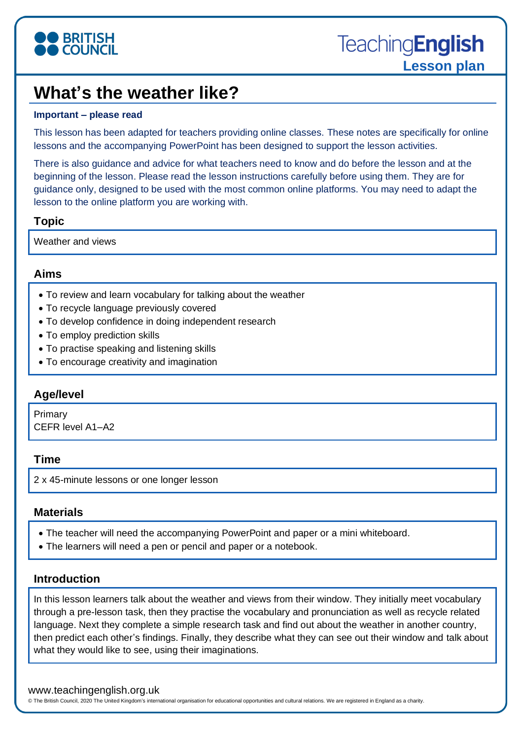# What's the weather like?

**Important – please read**

This lesson has been adapted for teachers providing online classes. These notes are specifically for online lessons and the accompanying PowerPoint has been designed to support the lesson activities.

There is also guidance and advice for what teachers need to know and do before the lesson and at the beginning of the lesson. Please read the lesson instructions carefully before using them. They are for guidance only, designed to be used with the most common online platforms. You may need to adapt the lesson to the online platform you are working with.

## Topic

Weather and views

## Aims

- To review and learn vocabulary for talking about the weather
- To recycle language previously covered
- To develop confidence in doing independent research
- To employ prediction skills
- To practise speaking and listening skills
- To encourage creativity and imagination

## Age/level

Primary
CEFR level A1–A2

## Time

2 x 45-minute lessons or one longer lesson

## Materials

- The teacher will need the accompanying PowerPoint and paper or a mini whiteboard.
- The learners will need a pen or pencil and paper or a notebook.

## Introduction

In this lesson learners talk about the weather and views from their window. They initially meet vocabulary through a pre-lesson task, then they practise the vocabulary and pronunciation as well as recycle related language. Next they complete a simple research task and find out about the weather in another country, then predict each other's findings. Finally, they describe what they can see out their window and talk about what they would like to see, using their imaginations.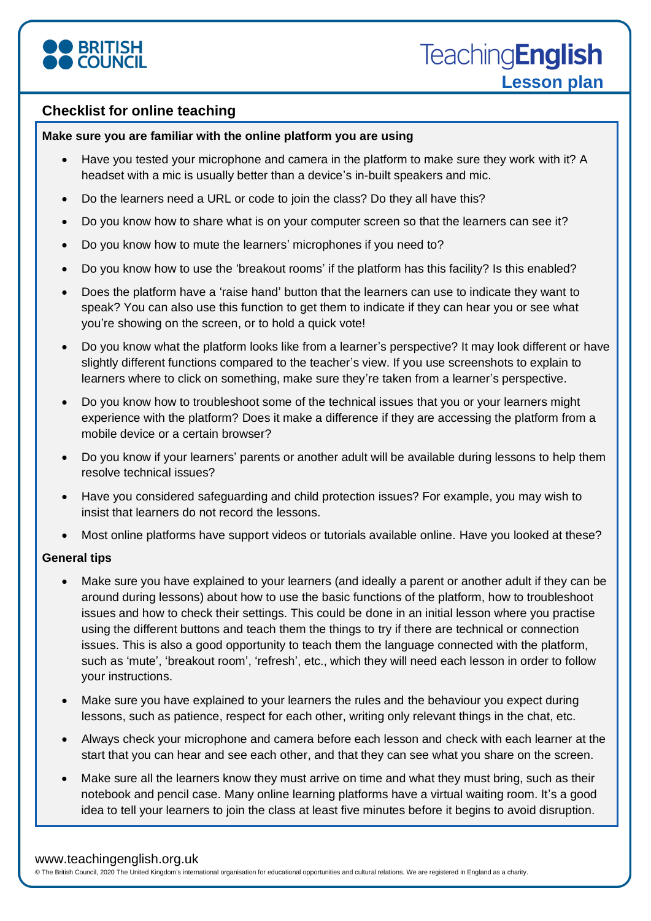## Checklist for online teaching

**Make sure you are familiar with the online platform you are using**

- Have you tested your microphone and camera in the platform to make sure they work with it? A headset with a mic is usually better than a device's in-built speakers and mic.
- Do the learners need a URL or code to join the class? Do they all have this?
- Do you know how to share what is on your computer screen so that the learners can see it?
- Do you know how to mute the learners' microphones if you need to?
- Do you know how to use the 'breakout rooms' if the platform has this facility? Is this enabled?
- Does the platform have a 'raise hand' button that the learners can use to indicate they want to speak? You can also use this function to get them to indicate if they can hear you or see what you're showing on the screen, or to hold a quick vote!
- Do you know what the platform looks like from a learner's perspective? It may look different or have slightly different functions compared to the teacher's view. If you use screenshots to explain to learners where to click on something, make sure they're taken from a learner's perspective.
- Do you know how to troubleshoot some of the technical issues that you or your learners might experience with the platform? Does it make a difference if they are accessing the platform from a mobile device or a certain browser?
- Do you know if your learners' parents or another adult will be available during lessons to help them resolve technical issues?
- Have you considered safeguarding and child protection issues? For example, you may wish to insist that learners do not record the lessons.
- Most online platforms have support videos or tutorials available online. Have you looked at these?

**General tips**

- Make sure you have explained to your learners (and ideally a parent or another adult if they can be around during lessons) about how to use the basic functions of the platform, how to troubleshoot issues and how to check their settings. This could be done in an initial lesson where you practise using the different buttons and teach them the things to try if there are technical or connection issues. This is also a good opportunity to teach them the language connected with the platform, such as 'mute', 'breakout room', 'refresh', etc., which they will need each lesson in order to follow your instructions.
- Make sure you have explained to your learners the rules and the behaviour you expect during lessons, such as patience, respect for each other, writing only relevant things in the chat, etc.
- Always check your microphone and camera before each lesson and check with each learner at the start that you can hear and see each other, and that they can see what you share on the screen.
- Make sure all the learners know they must arrive on time and what they must bring, such as their notebook and pencil case. Many online learning platforms have a virtual waiting room. It's a good idea to tell your learners to join the class at least five minutes before it begins to avoid disruption.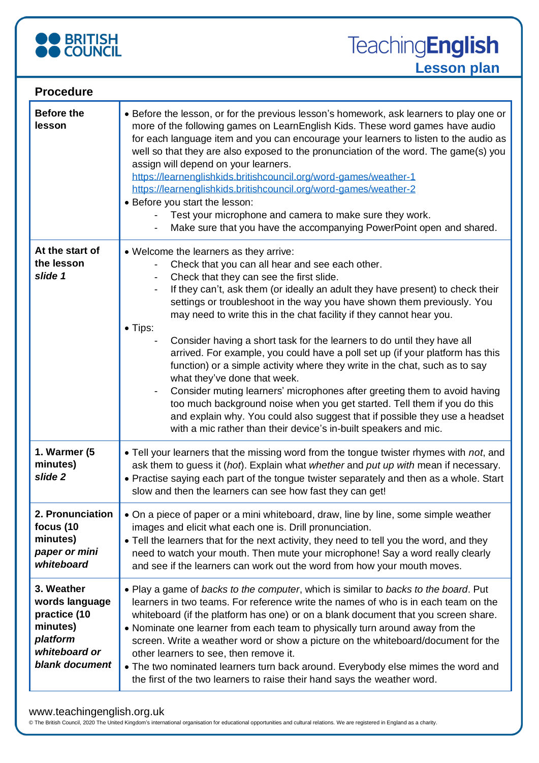## Procedure

| | |
|---|---|
| **Before the lesson** | • Before the lesson, or for the previous lesson's homework, ask learners to play one or more of the following games on LearnEnglish Kids. These word games have audio for each language item and you can encourage your learners to listen to the audio as well so that they are also exposed to the pronunciation of the word. The game(s) you assign will depend on your learners.<br>https://learnenglishkids.britishcouncil.org/word-games/weather-1<br>https://learnenglishkids.britishcouncil.org/word-games/weather-2<br>• Before you start the lesson:<br>- Test your microphone and camera to make sure they work.<br>- Make sure that you have the accompanying PowerPoint open and shared. |
| **At the start of the lesson** ***slide 1*** | • Welcome the learners as they arrive:<br>- Check that you can all hear and see each other.<br>- Check that they can see the first slide.<br>- If they can't, ask them (or ideally an adult they have present) to check their settings or troubleshoot in the way you have shown them previously. You may need to write this in the chat facility if they cannot hear you.<br>• Tips:<br>- Consider having a short task for the learners to do until they have all arrived. For example, you could have a poll set up (if your platform has this function) or a simple activity where they write in the chat, such as to say what they've done that week.<br>- Consider muting learners' microphones after greeting them to avoid having too much background noise when you get started. Tell them if you do this and explain why. You could also suggest that if possible they use a headset with a mic rather than their device's in-built speakers and mic. |
| **1. Warmer (5 minutes)** ***slide 2*** | • Tell your learners that the missing word from the tongue twister rhymes with *not*, and ask them to guess it (*hot*). Explain what *whether* and *put up with* mean if necessary.<br>• Practise saying each part of the tongue twister separately and then as a whole. Start slow and then the learners can see how fast they can get! |
| **2. Pronunciation focus (10 minutes)** ***paper or mini whiteboard*** | • On a piece of paper or a mini whiteboard, draw, line by line, some simple weather images and elicit what each one is. Drill pronunciation.<br>• Tell the learners that for the next activity, they need to tell you the word, and they need to watch your mouth. Then mute your microphone! Say a word really clearly and see if the learners can work out the word from how your mouth moves. |
| **3. Weather words language practice (10 minutes)** ***platform whiteboard or blank document*** | • Play a game of *backs to the computer*, which is similar to *backs to the board*. Put learners in two teams. For reference write the names of who is in each team on the whiteboard (if the platform has one) or on a blank document that you screen share.<br>• Nominate one learner from each team to physically turn around away from the screen. Write a weather word or show a picture on the whiteboard/document for the other learners to see, then remove it.<br>• The two nominated learners turn back around. Everybody else mimes the word and the first of the two learners to raise their hand says the weather word. |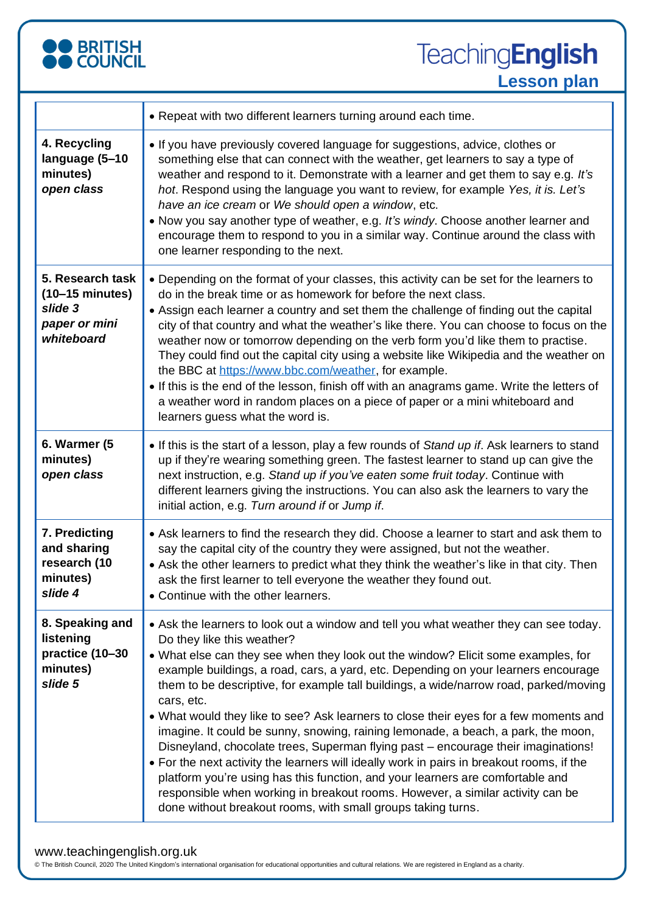| | |
|---|---|
| | • Repeat with two different learners turning around each time. |
| **4. Recycling language (5–10 minutes)** ***open class*** | • If you have previously covered language for suggestions, advice, clothes or something else that can connect with the weather, get learners to say a type of weather and respond to it. Demonstrate with a learner and get them to say e.g. *It's hot*. Respond using the language you want to review, for example *Yes, it is. Let's have an ice cream* or *We should open a window*, etc.<br>• Now you say another type of weather, e.g. *It's windy*. Choose another learner and encourage them to respond to you in a similar way. Continue around the class with one learner responding to the next. |
| **5. Research task (10–15 minutes)** ***slide 3*** ***paper or mini whiteboard*** | • Depending on the format of your classes, this activity can be set for the learners to do in the break time or as homework for before the next class.<br>• Assign each learner a country and set them the challenge of finding out the capital city of that country and what the weather's like there. You can choose to focus on the weather now or tomorrow depending on the verb form you'd like them to practise. They could find out the capital city using a website like Wikipedia and the weather on the BBC at https://www.bbc.com/weather, for example.<br>• If this is the end of the lesson, finish off with an anagrams game. Write the letters of a weather word in random places on a piece of paper or a mini whiteboard and learners guess what the word is. |
| **6. Warmer (5 minutes)** ***open class*** | • If this is the start of a lesson, play a few rounds of *Stand up if*. Ask learners to stand up if they're wearing something green. The fastest learner to stand up can give the next instruction, e.g. *Stand up if you've eaten some fruit today*. Continue with different learners giving the instructions. You can also ask the learners to vary the initial action, e.g. *Turn around if* or *Jump if*. |
| **7. Predicting and sharing research (10 minutes)** ***slide 4*** | • Ask learners to find the research they did. Choose a learner to start and ask them to say the capital city of the country they were assigned, but not the weather.<br>• Ask the other learners to predict what they think the weather's like in that city. Then ask the first learner to tell everyone the weather they found out.<br>• Continue with the other learners. |
| **8. Speaking and listening practice (10–30 minutes)** ***slide 5*** | • Ask the learners to look out a window and tell you what weather they can see today. Do they like this weather?<br>• What else can they see when they look out the window? Elicit some examples, for example buildings, a road, cars, a yard, etc. Depending on your learners encourage them to be descriptive, for example tall buildings, a wide/narrow road, parked/moving cars, etc.<br>• What would they like to see? Ask learners to close their eyes for a few moments and imagine. It could be sunny, snowing, raining lemonade, a beach, a park, the moon, Disneyland, chocolate trees, Superman flying past – encourage their imaginations!<br>• For the next activity the learners will ideally work in pairs in breakout rooms, if the platform you're using has this function, and your learners are comfortable and responsible when working in breakout rooms. However, a similar activity can be done without breakout rooms, with small groups taking turns. |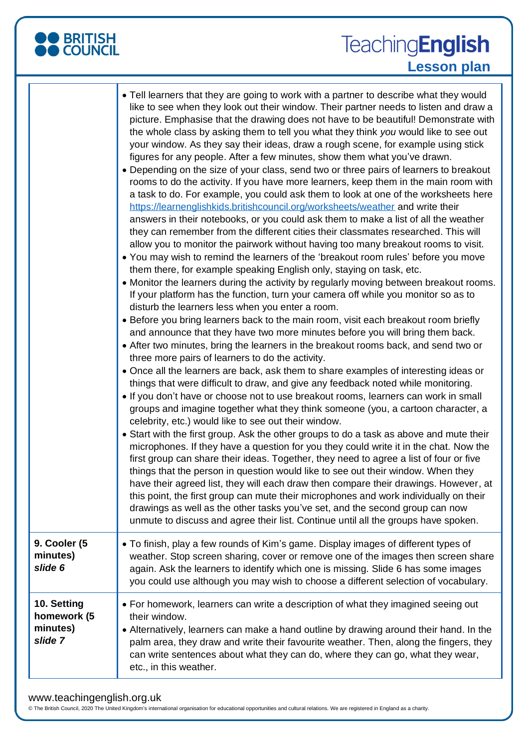| | |
|---|---|
| | • Tell learners that they are going to work with a partner to describe what they would like to see when they look out their window. Their partner needs to listen and draw a picture. Emphasise that the drawing does not have to be beautiful! Demonstrate with the whole class by asking them to tell you what they think *you* would like to see out your window. As they say their ideas, draw a rough scene, for example using stick figures for any people. After a few minutes, show them what you've drawn.<br>• Depending on the size of your class, send two or three pairs of learners to breakout rooms to do the activity. If you have more learners, keep them in the main room with a task to do. For example, you could ask them to look at one of the worksheets here https://learnenglishkids.britishcouncil.org/worksheets/weather and write their answers in their notebooks, or you could ask them to make a list of all the weather they can remember from the different cities their classmates researched. This will allow you to monitor the pairwork without having too many breakout rooms to visit.<br>• You may wish to remind the learners of the 'breakout room rules' before you move them there, for example speaking English only, staying on task, etc.<br>• Monitor the learners during the activity by regularly moving between breakout rooms. If your platform has the function, turn your camera off while you monitor so as to disturb the learners less when you enter a room.<br>• Before you bring learners back to the main room, visit each breakout room briefly and announce that they have two more minutes before you will bring them back.<br>• After two minutes, bring the learners in the breakout rooms back, and send two or three more pairs of learners to do the activity.<br>• Once all the learners are back, ask them to share examples of interesting ideas or things that were difficult to draw, and give any feedback noted while monitoring.<br>• If you don't have or choose not to use breakout rooms, learners can work in small groups and imagine together what they think someone (you, a cartoon character, a celebrity, etc.) would like to see out their window.<br>• Start with the first group. Ask the other groups to do a task as above and mute their microphones. If they have a question for you they could write it in the chat. Now the first group can share their ideas. Together, they need to agree a list of four or five things that the person in question would like to see out their window. When they have their agreed list, they will each draw then compare their drawings. However, at this point, the first group can mute their microphones and work individually on their drawings as well as the other tasks you've set, and the second group can now unmute to discuss and agree their list. Continue until all the groups have spoken. |
| **9. Cooler (5 minutes)** ***slide 6*** | • To finish, play a few rounds of Kim's game. Display images of different types of weather. Stop screen sharing, cover or remove one of the images then screen share again. Ask the learners to identify which one is missing. Slide 6 has some images you could use although you may wish to choose a different selection of vocabulary. |
| **10. Setting homework (5 minutes)** ***slide 7*** | • For homework, learners can write a description of what they imagined seeing out their window.<br>• Alternatively, learners can make a hand outline by drawing around their hand. In the palm area, they draw and write their favourite weather. Then, along the fingers, they can write sentences about what they can do, where they can go, what they wear, etc., in this weather. |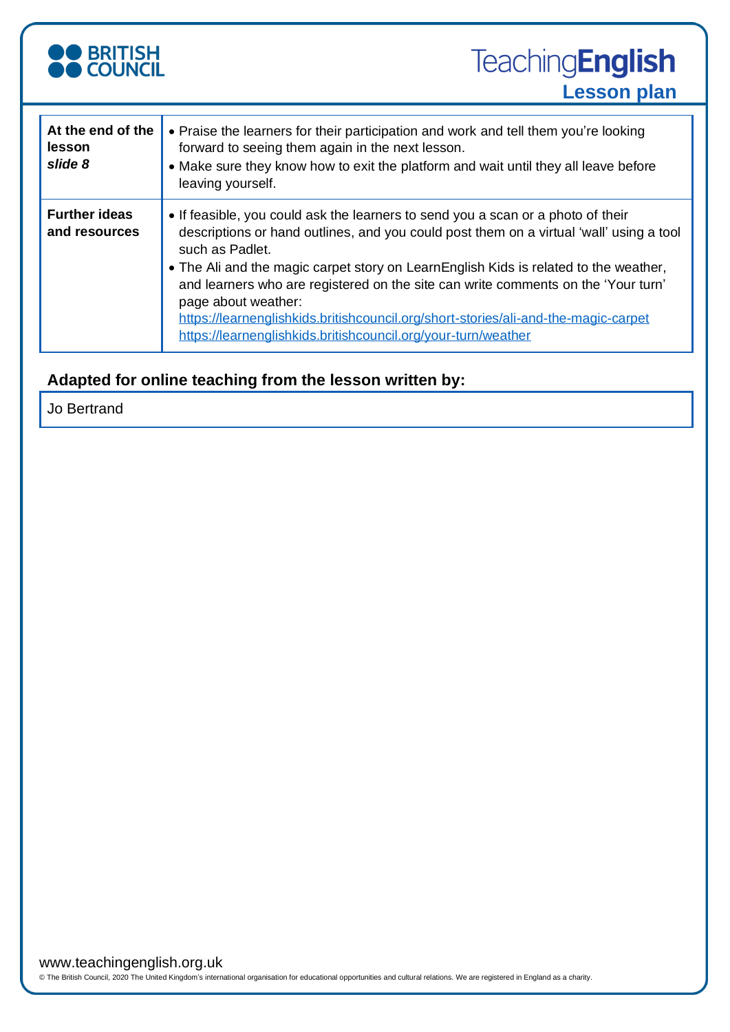| | |
|---|---|
| **At the end of the lesson** ***slide 8*** | • Praise the learners for their participation and work and tell them you're looking forward to seeing them again in the next lesson.<br>• Make sure they know how to exit the platform and wait until they all leave before leaving yourself. |
| **Further ideas and resources** | • If feasible, you could ask the learners to send you a scan or a photo of their descriptions or hand outlines, and you could post them on a virtual 'wall' using a tool such as Padlet.<br>• The Ali and the magic carpet story on LearnEnglish Kids is related to the weather, and learners who are registered on the site can write comments on the 'Your turn' page about weather:<br>https://learnenglishkids.britishcouncil.org/short-stories/ali-and-the-magic-carpet<br>https://learnenglishkids.britishcouncil.org/your-turn/weather |

## Adapted for online teaching from the lesson written by:

Jo Bertrand